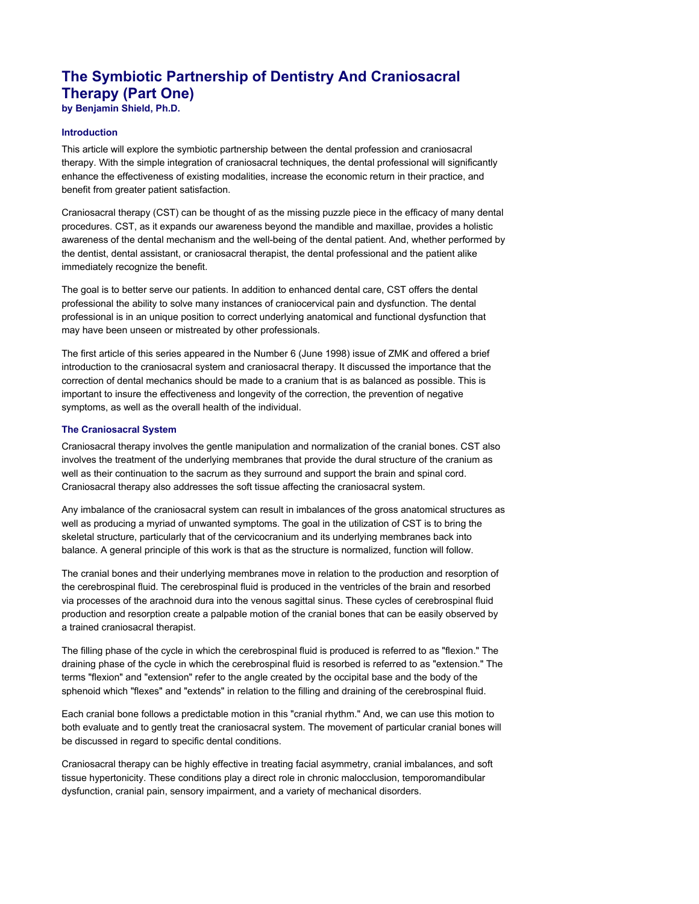# The Symbiotic Partnership of Dentistry And Craniosacral Therapy (Part One)

**by Benjamin Shield, Ph.D.**

### Introduction

This article will explore the symbiotic partnership between the dental profession and craniosacral therapy. With the simple integration of craniosacral techniques, the dental professional will significantly enhance the effectiveness of existing modalities, increase the economic return in their practice, and benefit from greater patient satisfaction.

Craniosacral therapy (CST) can be thought of as the missing puzzle piece in the efficacy of many dental procedures. CST, as it expands our awareness beyond the mandible and maxillae, provides a holistic awareness of the dental mechanism and the well-being of the dental patient. And, whether performed by the dentist, dental assistant, or craniosacral therapist, the dental professional and the patient alike immediately recognize the benefit.

The goal is to better serve our patients. In addition to enhanced dental care, CST offers the dental professional the ability to solve many instances of craniocervical pain and dysfunction. The dental professional is in an unique position to correct underlying anatomical and functional dysfunction that may have been unseen or mistreated by other professionals.

The first article of this series appeared in the Number 6 (June 1998) issue of ZMK and offered a brief introduction to the craniosacral system and craniosacral therapy. It discussed the importance that the correction of dental mechanics should be made to a cranium that is as balanced as possible. This is important to insure the effectiveness and longevity of the correction, the prevention of negative symptoms, as well as the overall health of the individual.

### The Craniosacral System

Craniosacral therapy involves the gentle manipulation and normalization of the cranial bones. CST also involves the treatment of the underlying membranes that provide the dural structure of the cranium as well as their continuation to the sacrum as they surround and support the brain and spinal cord. Craniosacral therapy also addresses the soft tissue affecting the craniosacral system.

Any imbalance of the craniosacral system can result in imbalances of the gross anatomical structures as well as producing a myriad of unwanted symptoms. The goal in the utilization of CST is to bring the skeletal structure, particularly that of the cervicocranium and its underlying membranes back into balance. A general principle of this work is that as the structure is normalized, function will follow.

The cranial bones and their underlying membranes move in relation to the production and resorption of the cerebrospinal fluid. The cerebrospinal fluid is produced in the ventricles of the brain and resorbed via processes of the arachnoid dura into the venous sagittal sinus. These cycles of cerebrospinal fluid production and resorption create a palpable motion of the cranial bones that can be easily observed by a trained craniosacral therapist.

The filling phase of the cycle in which the cerebrospinal fluid is produced is referred to as "flexion." The draining phase of the cycle in which the cerebrospinal fluid is resorbed is referred to as "extension." The terms "flexion" and "extension" refer to the angle created by the occipital base and the body of the sphenoid which "flexes" and "extends" in relation to the filling and draining of the cerebrospinal fluid.

Each cranial bone follows a predictable motion in this "cranial rhythm." And, we can use this motion to both evaluate and to gently treat the craniosacral system. The movement of particular cranial bones will be discussed in regard to specific dental conditions.

Craniosacral therapy can be highly effective in treating facial asymmetry, cranial imbalances, and soft tissue hypertonicity. These conditions play a direct role in chronic malocclusion, temporomandibular dysfunction, cranial pain, sensory impairment, and a variety of mechanical disorders.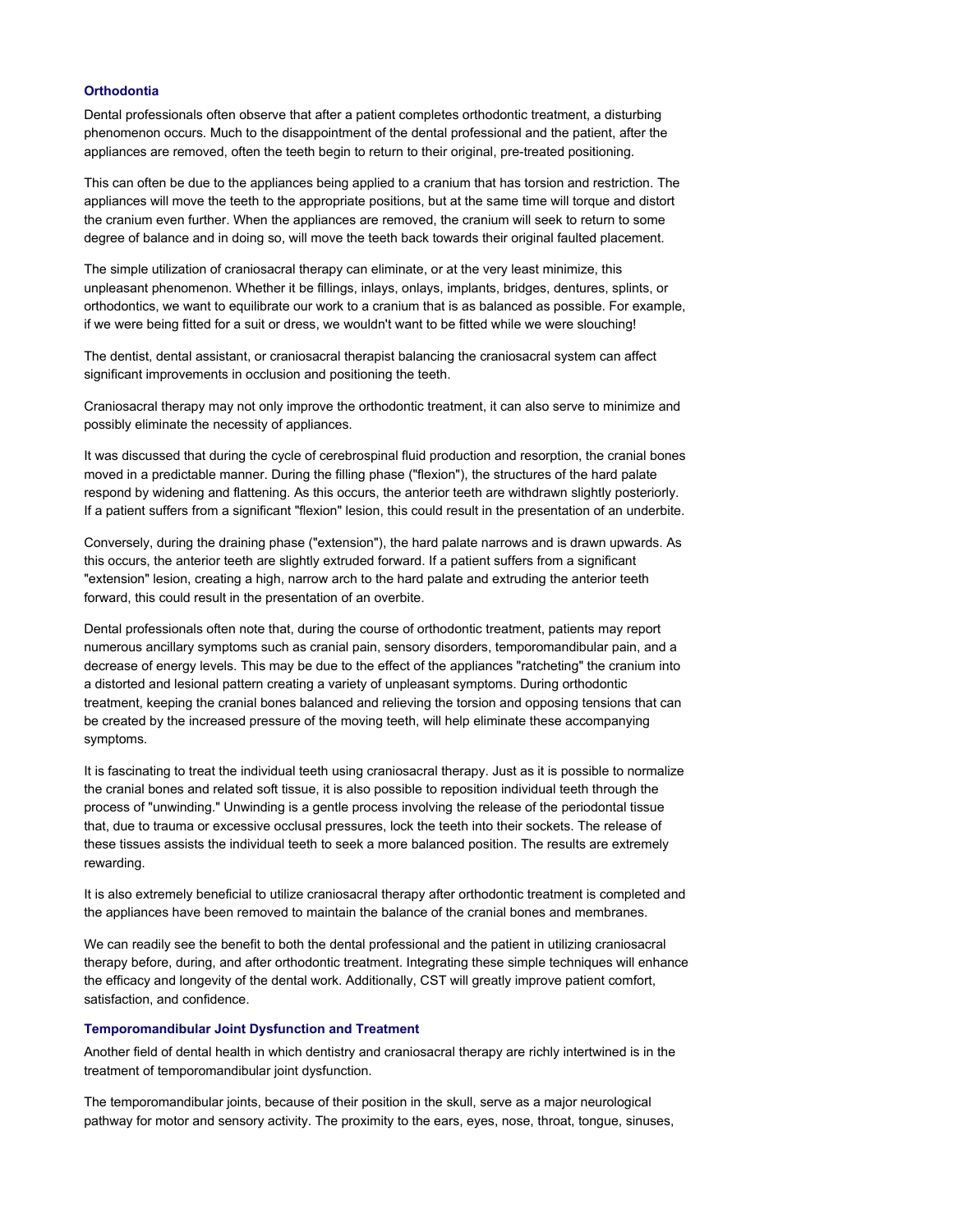### Orthodontia

Dental professionals often observe that after a patient completes orthodontic treatment, a disturbing phenomenon occurs. Much to the disappointment of the dental professional and the patient, after the appliances are removed, often the teeth begin to return to their original, pre-treated positioning.

This can often be due to the appliances being applied to a cranium that has torsion and restriction. The appliances will move the teeth to the appropriate positions, but at the same time will torque and distort the cranium even further. When the appliances are removed, the cranium will seek to return to some degree of balance and in doing so, will move the teeth back towards their original faulted placement.

The simple utilization of craniosacral therapy can eliminate, or at the very least minimize, this unpleasant phenomenon. Whether it be fillings, inlays, onlays, implants, bridges, dentures, splints, or orthodontics, we want to equilibrate our work to a cranium that is as balanced as possible. For example, if we were being fitted for a suit or dress, we wouldn't want to be fitted while we were slouching!

The dentist, dental assistant, or craniosacral therapist balancing the craniosacral system can affect significant improvements in occlusion and positioning the teeth.

Craniosacral therapy may not only improve the orthodontic treatment, it can also serve to minimize and possibly eliminate the necessity of appliances.

It was discussed that during the cycle of cerebrospinal fluid production and resorption, the cranial bones moved in a predictable manner. During the filling phase ("flexion"), the structures of the hard palate respond by widening and flattening. As this occurs, the anterior teeth are withdrawn slightly posteriorly. If a patient suffers from a significant "flexion" lesion, this could result in the presentation of an underbite.

Conversely, during the draining phase ("extension"), the hard palate narrows and is drawn upwards. As this occurs, the anterior teeth are slightly extruded forward. If a patient suffers from a significant "extension" lesion, creating a high, narrow arch to the hard palate and extruding the anterior teeth forward, this could result in the presentation of an overbite.

Dental professionals often note that, during the course of orthodontic treatment, patients may report numerous ancillary symptoms such as cranial pain, sensory disorders, temporomandibular pain, and a decrease of energy levels. This may be due to the effect of the appliances "ratcheting" the cranium into a distorted and lesional pattern creating a variety of unpleasant symptoms. During orthodontic treatment, keeping the cranial bones balanced and relieving the torsion and opposing tensions that can be created by the increased pressure of the moving teeth, will help eliminate these accompanying symptoms.

It is fascinating to treat the individual teeth using craniosacral therapy. Just as it is possible to normalize the cranial bones and related soft tissue, it is also possible to reposition individual teeth through the process of "unwinding." Unwinding is a gentle process involving the release of the periodontal tissue that, due to trauma or excessive occlusal pressures, lock the teeth into their sockets. The release of these tissues assists the individual teeth to seek a more balanced position. The results are extremely rewarding.

It is also extremely beneficial to utilize craniosacral therapy after orthodontic treatment is completed and the appliances have been removed to maintain the balance of the cranial bones and membranes.

We can readily see the benefit to both the dental professional and the patient in utilizing craniosacral therapy before, during, and after orthodontic treatment. Integrating these simple techniques will enhance the efficacy and longevity of the dental work. Additionally, CST will greatly improve patient comfort, satisfaction, and confidence.

### Temporomandibular Joint Dysfunction and Treatment

Another field of dental health in which dentistry and craniosacral therapy are richly intertwined is in the treatment of temporomandibular joint dysfunction.

The temporomandibular joints, because of their position in the skull, serve as a major neurological pathway for motor and sensory activity. The proximity to the ears, eyes, nose, throat, tongue, sinuses,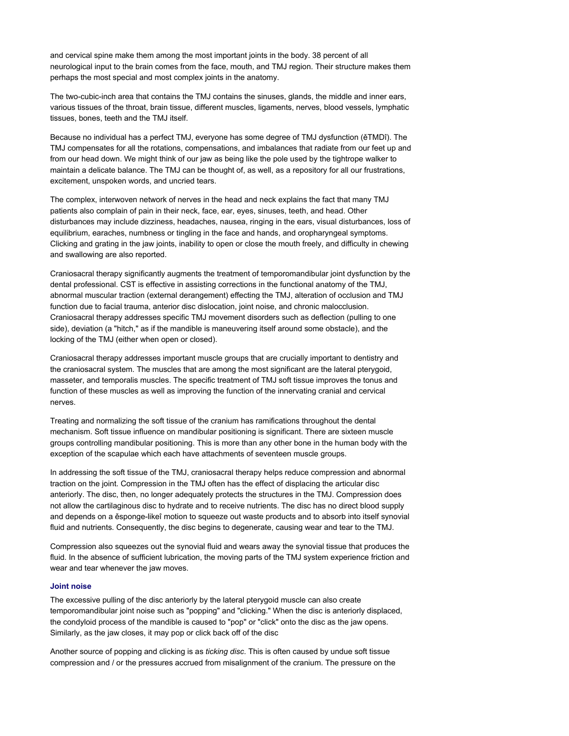and cervical spine make them among the most important joints in the body. 38 percent of all neurological input to the brain comes from the face, mouth, and TMJ region. Their structure makes them perhaps the most special and most complex joints in the anatomy.

The two-cubic-inch area that contains the TMJ contains the sinuses, glands, the middle and inner ears, various tissues of the throat, brain tissue, different muscles, ligaments, nerves, blood vessels, lymphatic tissues, bones, teeth and the TMJ itself.

Because no individual has a perfect TMJ, everyone has some degree of TMJ dysfunction (ěTMDî). The TMJ compensates for all the rotations, compensations, and imbalances that radiate from our feet up and from our head down. We might think of our jaw as being like the pole used by the tightrope walker to maintain a delicate balance. The TMJ can be thought of, as well, as a repository for all our frustrations, excitement, unspoken words, and uncried tears.

The complex, interwoven network of nerves in the head and neck explains the fact that many TMJ patients also complain of pain in their neck, face, ear, eyes, sinuses, teeth, and head. Other disturbances may include dizziness, headaches, nausea, ringing in the ears, visual disturbances, loss of equilibrium, earaches, numbness or tingling in the face and hands, and oropharyngeal symptoms. Clicking and grating in the jaw joints, inability to open or close the mouth freely, and difficulty in chewing and swallowing are also reported.

Craniosacral therapy significantly augments the treatment of temporomandibular joint dysfunction by the dental professional. CST is effective in assisting corrections in the functional anatomy of the TMJ, abnormal muscular traction (external derangement) effecting the TMJ, alteration of occlusion and TMJ function due to facial trauma, anterior disc dislocation, joint noise, and chronic malocclusion. Craniosacral therapy addresses specific TMJ movement disorders such as deflection (pulling to one side), deviation (a "hitch," as if the mandible is maneuvering itself around some obstacle), and the locking of the TMJ (either when open or closed).

Craniosacral therapy addresses important muscle groups that are crucially important to dentistry and the craniosacral system. The muscles that are among the most significant are the lateral pterygoid, masseter, and temporalis muscles. The specific treatment of TMJ soft tissue improves the tonus and function of these muscles as well as improving the function of the innervating cranial and cervical nerves.

Treating and normalizing the soft tissue of the cranium has ramifications throughout the dental mechanism. Soft tissue influence on mandibular positioning is significant. There are sixteen muscle groups controlling mandibular positioning. This is more than any other bone in the human body with the exception of the scapulae which each have attachments of seventeen muscle groups.

In addressing the soft tissue of the TMJ, craniosacral therapy helps reduce compression and abnormal traction on the joint. Compression in the TMJ often has the effect of displacing the articular disc anteriorly. The disc, then, no longer adequately protects the structures in the TMJ. Compression does not allow the cartilaginous disc to hydrate and to receive nutrients. The disc has no direct blood supply and depends on a ěsponge-likeî motion to squeeze out waste products and to absorb into itself synovial fluid and nutrients. Consequently, the disc begins to degenerate, causing wear and tear to the TMJ.

Compression also squeezes out the synovial fluid and wears away the synovial tissue that produces the fluid. In the absence of sufficient lubrication, the moving parts of the TMJ system experience friction and wear and tear whenever the jaw moves.

### Joint noise

The excessive pulling of the disc anteriorly by the lateral pterygoid muscle can also create temporomandibular joint noise such as "popping" and "clicking." When the disc is anteriorly displaced, the condyloid process of the mandible is caused to "pop" or "click" onto the disc as the jaw opens. Similarly, as the jaw closes, it may pop or click back off of the disc

Another source of popping and clicking is as *ticking disc*. This is often caused by undue soft tissue compression and / or the pressures accrued from misalignment of the cranium. The pressure on the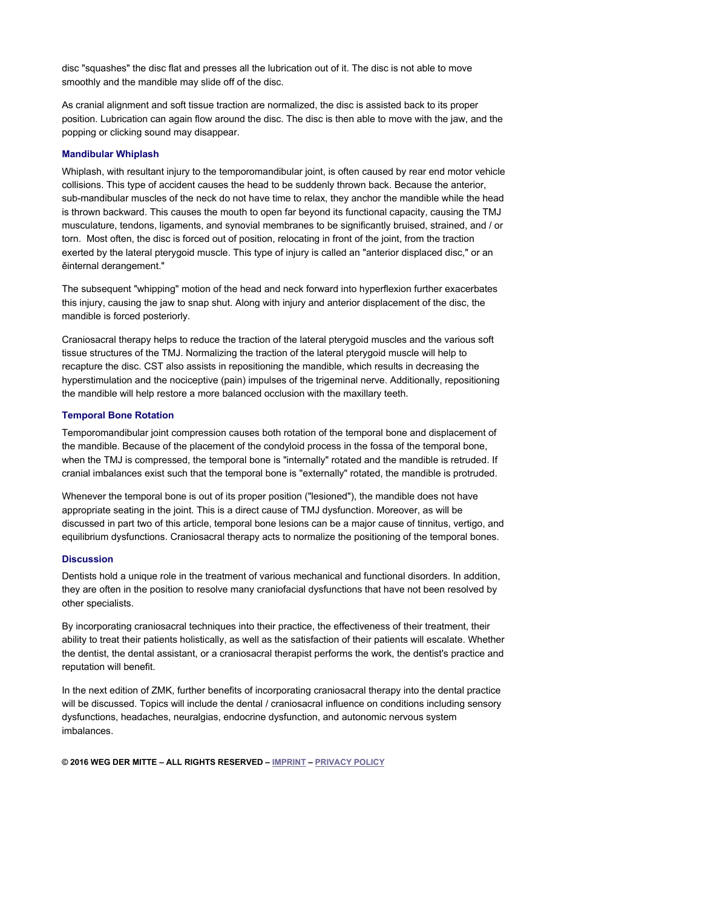disc "squashes" the disc flat and presses all the lubrication out of it. The disc is not able to move smoothly and the mandible may slide off of the disc.

As cranial alignment and soft tissue traction are normalized, the disc is assisted back to its proper position. Lubrication can again flow around the disc. The disc is then able to move with the jaw, and the popping or clicking sound may disappear.

### Mandibular Whiplash

Whiplash, with resultant injury to the temporomandibular joint, is often caused by rear end motor vehicle collisions. This type of accident causes the head to be suddenly thrown back. Because the anterior, sub-mandibular muscles of the neck do not have time to relax, they anchor the mandible while the head is thrown backward. This causes the mouth to open far beyond its functional capacity, causing the TMJ musculature, tendons, ligaments, and synovial membranes to be significantly bruised, strained, and / or torn. Most often, the disc is forced out of position, relocating in front of the joint, from the traction exerted by the lateral pterygoid muscle. This type of injury is called an "anterior displaced disc," or an ěinternal derangement."

The subsequent "whipping" motion of the head and neck forward into hyperflexion further exacerbates this injury, causing the jaw to snap shut. Along with injury and anterior displacement of the disc, the mandible is forced posteriorly.

Craniosacral therapy helps to reduce the traction of the lateral pterygoid muscles and the various soft tissue structures of the TMJ. Normalizing the traction of the lateral pterygoid muscle will help to recapture the disc. CST also assists in repositioning the mandible, which results in decreasing the hyperstimulation and the nociceptive (pain) impulses of the trigeminal nerve. Additionally, repositioning the mandible will help restore a more balanced occlusion with the maxillary teeth.

### Temporal Bone Rotation

Temporomandibular joint compression causes both rotation of the temporal bone and displacement of the mandible. Because of the placement of the condyloid process in the fossa of the temporal bone, when the TMJ is compressed, the temporal bone is "internally" rotated and the mandible is retruded. If cranial imbalances exist such that the temporal bone is "externally" rotated, the mandible is protruded.

Whenever the temporal bone is out of its proper position ("lesioned"), the mandible does not have appropriate seating in the joint. This is a direct cause of TMJ dysfunction. Moreover, as will be discussed in part two of this article, temporal bone lesions can be a major cause of tinnitus, vertigo, and equilibrium dysfunctions. Craniosacral therapy acts to normalize the positioning of the temporal bones.

### Discussion

Dentists hold a unique role in the treatment of various mechanical and functional disorders. In addition, they are often in the position to resolve many craniofacial dysfunctions that have not been resolved by other specialists.

By incorporating craniosacral techniques into their practice, the effectiveness of their treatment, their ability to treat their patients holistically, as well as the satisfaction of their patients will escalate. Whether the dentist, the dental assistant, or a craniosacral therapist performs the work, the dentist's practice and reputation will benefit.

In the next edition of ZMK, further benefits of incorporating craniosacral therapy into the dental practice will be discussed. Topics will include the dental / craniosacral influence on conditions including sensory dysfunctions, headaches, neuralgias, endocrine dysfunction, and autonomic nervous system imbalances.

**© 2016 WEG DER MITTE – ALL RIGHTS RESERVED – IMPRINT – PRIVACY POLICY**